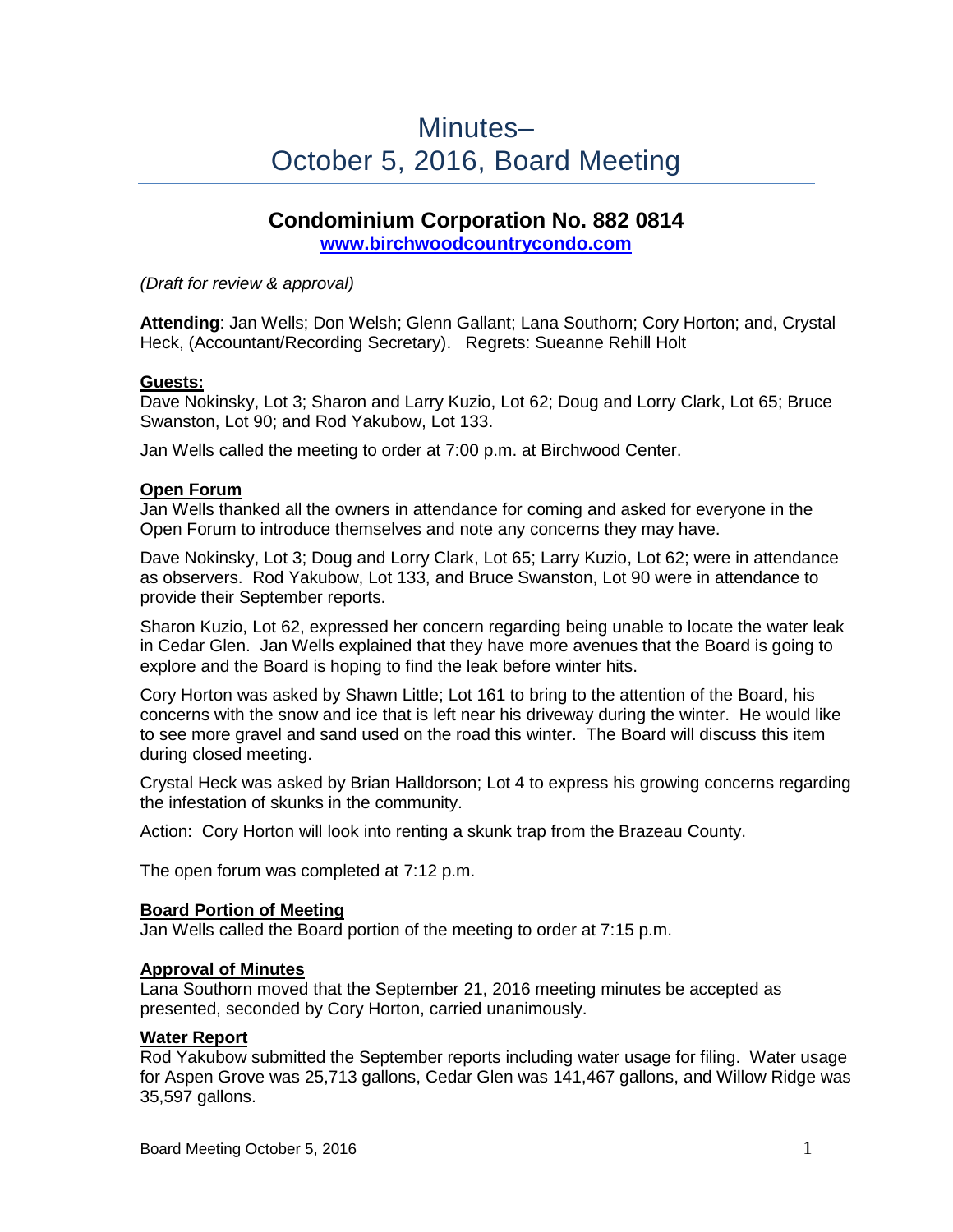# Minutes–
# October 5, 2016, Board Meeting

## Condominium Corporation No. 882 0814

**[www.birchwoodcountrycondo.com](http://www.birchwoodcountrycondo.com)**

*(Draft for review & approval)*

**Attending**: Jan Wells; Don Welsh; Glenn Gallant; Lana Southorn; Cory Horton; and, Crystal Heck, (Accountant/Recording Secretary). Regrets: Sueanne Rehill Holt

### Guests:

Dave Nokinsky, Lot 3; Sharon and Larry Kuzio, Lot 62; Doug and Lorry Clark, Lot 65; Bruce Swanston, Lot 90; and Rod Yakubow, Lot 133.

Jan Wells called the meeting to order at 7:00 p.m. at Birchwood Center.

### Open Forum

Jan Wells thanked all the owners in attendance for coming and asked for everyone in the Open Forum to introduce themselves and note any concerns they may have.

Dave Nokinsky, Lot 3; Doug and Lorry Clark, Lot 65; Larry Kuzio, Lot 62; were in attendance as observers. Rod Yakubow, Lot 133, and Bruce Swanston, Lot 90 were in attendance to provide their September reports.

Sharon Kuzio, Lot 62, expressed her concern regarding being unable to locate the water leak in Cedar Glen. Jan Wells explained that they have more avenues that the Board is going to explore and the Board is hoping to find the leak before winter hits.

Cory Horton was asked by Shawn Little; Lot 161 to bring to the attention of the Board, his concerns with the snow and ice that is left near his driveway during the winter. He would like to see more gravel and sand used on the road this winter. The Board will discuss this item during closed meeting.

Crystal Heck was asked by Brian Halldorson; Lot 4 to express his growing concerns regarding the infestation of skunks in the community.

Action: Cory Horton will look into renting a skunk trap from the Brazeau County.

The open forum was completed at 7:12 p.m.

### Board Portion of Meeting

Jan Wells called the Board portion of the meeting to order at 7:15 p.m.

### Approval of Minutes

Lana Southorn moved that the September 21, 2016 meeting minutes be accepted as presented, seconded by Cory Horton, carried unanimously.

### Water Report

Rod Yakubow submitted the September reports including water usage for filing. Water usage for Aspen Grove was 25,713 gallons, Cedar Glen was 141,467 gallons, and Willow Ridge was 35,597 gallons.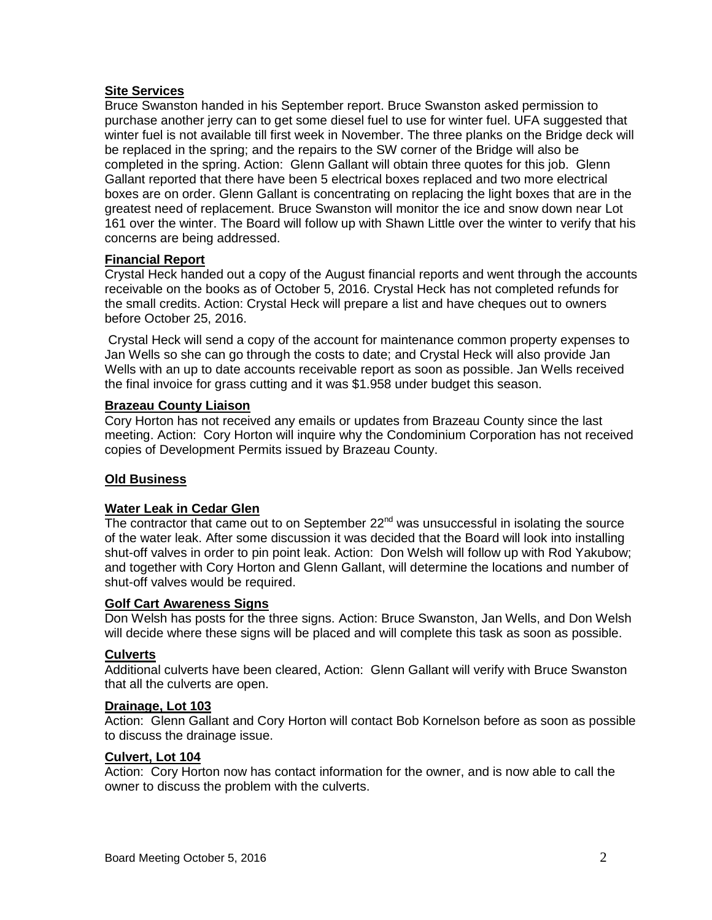## Site Services

Bruce Swanston handed in his September report. Bruce Swanston asked permission to purchase another jerry can to get some diesel fuel to use for winter fuel. UFA suggested that winter fuel is not available till first week in November. The three planks on the Bridge deck will be replaced in the spring; and the repairs to the SW corner of the Bridge will also be completed in the spring. Action: Glenn Gallant will obtain three quotes for this job. Glenn Gallant reported that there have been 5 electrical boxes replaced and two more electrical boxes are on order. Glenn Gallant is concentrating on replacing the light boxes that are in the greatest need of replacement. Bruce Swanston will monitor the ice and snow down near Lot 161 over the winter. The Board will follow up with Shawn Little over the winter to verify that his concerns are being addressed.

## Financial Report

Crystal Heck handed out a copy of the August financial reports and went through the accounts receivable on the books as of October 5, 2016. Crystal Heck has not completed refunds for the small credits. Action: Crystal Heck will prepare a list and have cheques out to owners before October 25, 2016.

Crystal Heck will send a copy of the account for maintenance common property expenses to Jan Wells so she can go through the costs to date; and Crystal Heck will also provide Jan Wells with an up to date accounts receivable report as soon as possible. Jan Wells received the final invoice for grass cutting and it was $1.958 under budget this season.

## Brazeau County Liaison

Cory Horton has not received any emails or updates from Brazeau County since the last meeting. Action: Cory Horton will inquire why the Condominium Corporation has not received copies of Development Permits issued by Brazeau County.

## Old Business

### Water Leak in Cedar Glen

The contractor that came out to on September 22nd was unsuccessful in isolating the source of the water leak. After some discussion it was decided that the Board will look into installing shut-off valves in order to pin point leak. Action: Don Welsh will follow up with Rod Yakubow; and together with Cory Horton and Glenn Gallant, will determine the locations and number of shut-off valves would be required.

### Golf Cart Awareness Signs

Don Welsh has posts for the three signs. Action: Bruce Swanston, Jan Wells, and Don Welsh will decide where these signs will be placed and will complete this task as soon as possible.

### Culverts

Additional culverts have been cleared, Action: Glenn Gallant will verify with Bruce Swanston that all the culverts are open.

### Drainage, Lot 103

Action: Glenn Gallant and Cory Horton will contact Bob Kornelson before as soon as possible to discuss the drainage issue.

### Culvert, Lot 104

Action: Cory Horton now has contact information for the owner, and is now able to call the owner to discuss the problem with the culverts.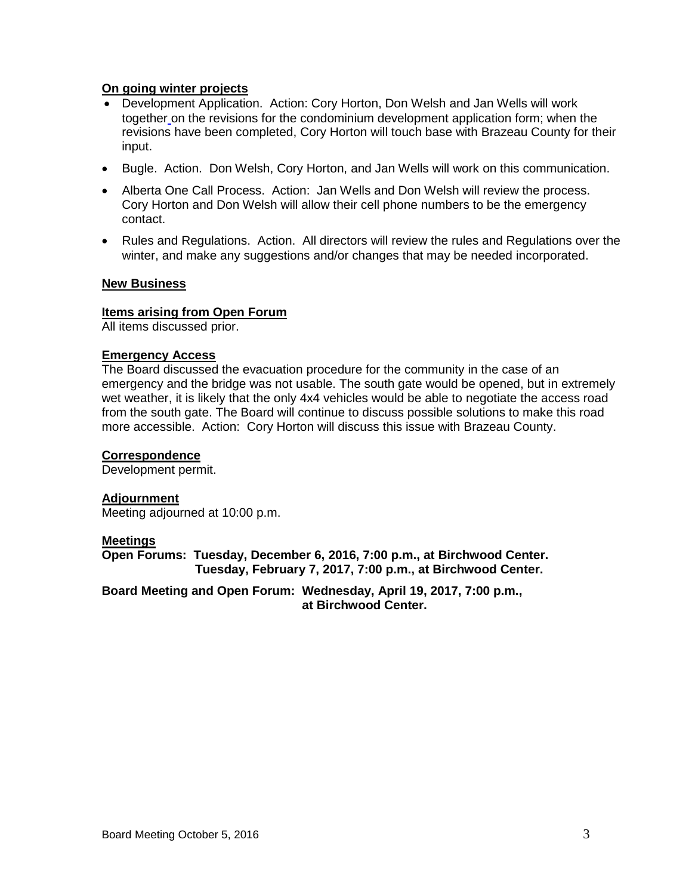**On going winter projects**

- Development Application. Action: Cory Horton, Don Welsh and Jan Wells will work together on the revisions for the condominium development application form; when the revisions have been completed, Cory Horton will touch base with Brazeau County for their input.
- Bugle. Action. Don Welsh, Cory Horton, and Jan Wells will work on this communication.
- Alberta One Call Process. Action: Jan Wells and Don Welsh will review the process. Cory Horton and Don Welsh will allow their cell phone numbers to be the emergency contact.
- Rules and Regulations. Action. All directors will review the rules and Regulations over the winter, and make any suggestions and/or changes that may be needed incorporated.

**New Business**

**Items arising from Open Forum**
All items discussed prior.

**Emergency Access**
The Board discussed the evacuation procedure for the community in the case of an emergency and the bridge was not usable. The south gate would be opened, but in extremely wet weather, it is likely that the only 4x4 vehicles would be able to negotiate the access road from the south gate. The Board will continue to discuss possible solutions to make this road more accessible. Action: Cory Horton will discuss this issue with Brazeau County.

**Correspondence**
Development permit.

**Adjournment**
Meeting adjourned at 10:00 p.m.

**Meetings**
**Open Forums: Tuesday, December 6, 2016, 7:00 p.m., at Birchwood Center.**
**Tuesday, February 7, 2017, 7:00 p.m., at Birchwood Center.**

**Board Meeting and Open Forum: Wednesday, April 19, 2017, 7:00 p.m., at Birchwood Center.**